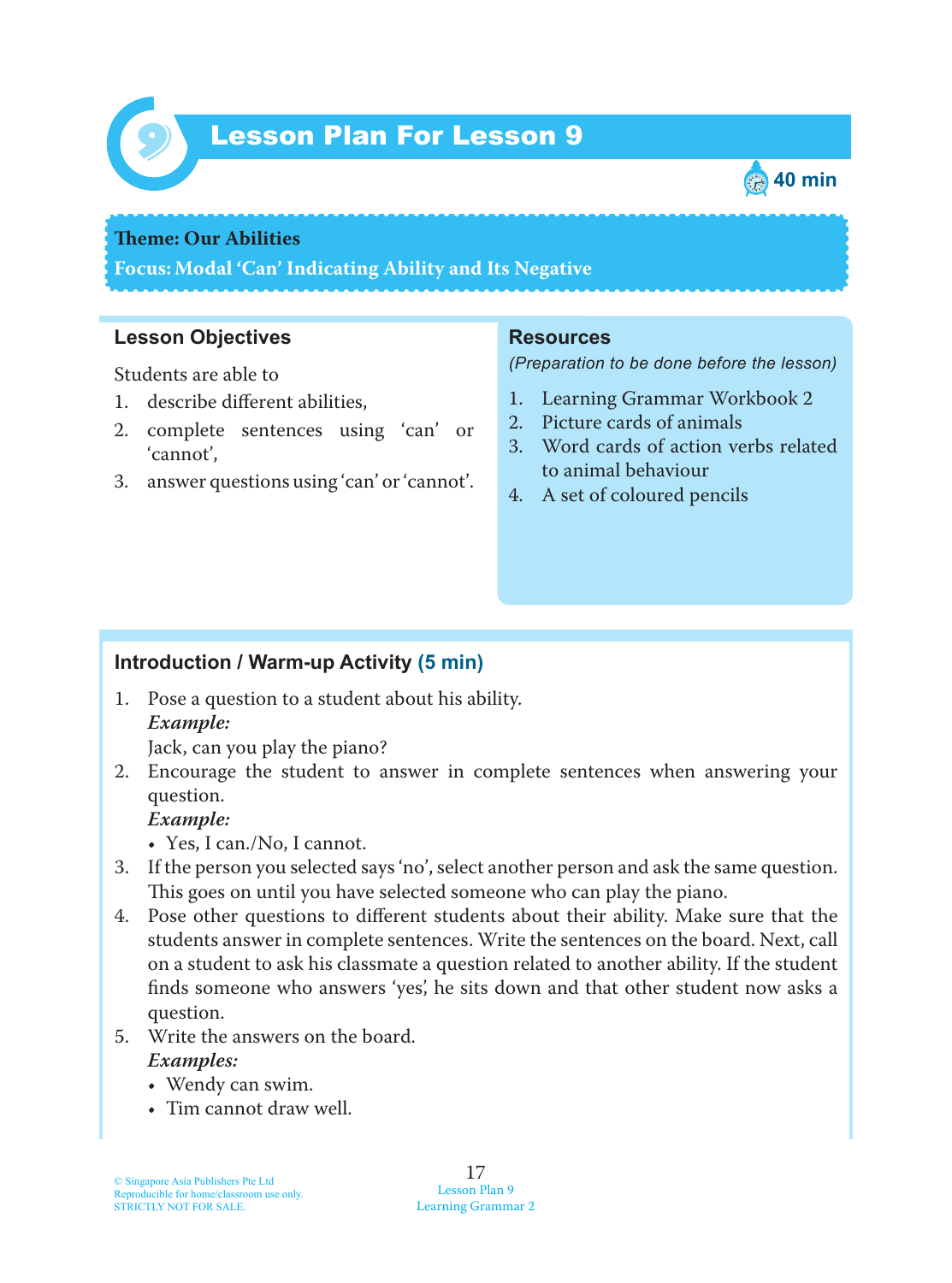# Lesson Plan For Lesson 9

40 min

**Theme: Our Abilities**

**Focus: Modal 'Can' Indicating Ability and Its Negative**

## Lesson Objectives

Students are able to

1. describe different abilities,
2. complete sentences using 'can' or 'cannot',
3. answer questions using 'can' or 'cannot'.

## Resources

*(Preparation to be done before the lesson)*

1. Learning Grammar Workbook 2
2. Picture cards of animals
3. Word cards of action verbs related to animal behaviour
4. A set of coloured pencils

## Introduction / Warm-up Activity (5 min)

1. Pose a question to a student about his ability.
   ***Example:***
   Jack, can you play the piano?
2. Encourage the student to answer in complete sentences when answering your question.
   ***Example:***
   - Yes, I can./No, I cannot.
3. If the person you selected says 'no', select another person and ask the same question. This goes on until you have selected someone who can play the piano.
4. Pose other questions to different students about their ability. Make sure that the students answer in complete sentences. Write the sentences on the board. Next, call on a student to ask his classmate a question related to another ability. If the student finds someone who answers 'yes', he sits down and that other student now asks a question.
5. Write the answers on the board.
   ***Examples:***
   - Wendy can swim.
   - Tim cannot draw well.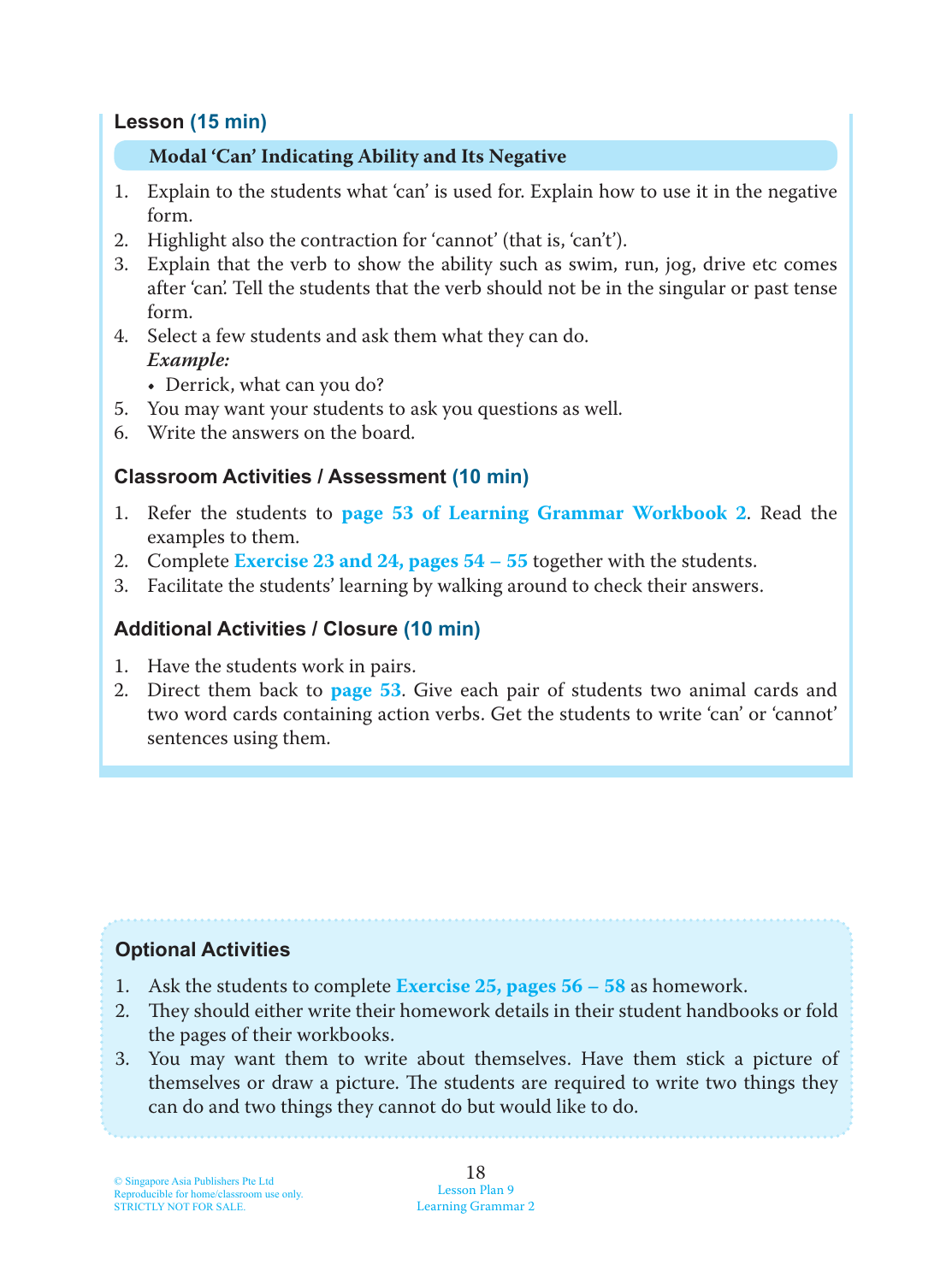### Lesson (15 min)

**Modal 'Can' Indicating Ability and Its Negative**

1. Explain to the students what 'can' is used for. Explain how to use it in the negative form.
2. Highlight also the contraction for 'cannot' (that is, 'can't').
3. Explain that the verb to show the ability such as swim, run, jog, drive etc comes after 'can'. Tell the students that the verb should not be in the singular or past tense form.
4. Select a few students and ask them what they can do.
   ***Example:***
   - Derrick, what can you do?
5. You may want your students to ask you questions as well.
6. Write the answers on the board.

### Classroom Activities / Assessment (10 min)

1. Refer the students to **page 53 of Learning Grammar Workbook 2**. Read the examples to them.
2. Complete **Exercise 23 and 24, pages 54 – 55** together with the students.
3. Facilitate the students' learning by walking around to check their answers.

### Additional Activities / Closure (10 min)

1. Have the students work in pairs.
2. Direct them back to **page 53**. Give each pair of students two animal cards and two word cards containing action verbs. Get the students to write 'can' or 'cannot' sentences using them.

### Optional Activities

1. Ask the students to complete **Exercise 25, pages 56 – 58** as homework.
2. They should either write their homework details in their student handbooks or fold the pages of their workbooks.
3. You may want them to write about themselves. Have them stick a picture of themselves or draw a picture. The students are required to write two things they can do and two things they cannot do but would like to do.

© Singapore Asia Publishers Pte Ltd
Reproducible for home/classroom use only.
STRICTLY NOT FOR SALE.

Lesson Plan 9
Learning Grammar 2